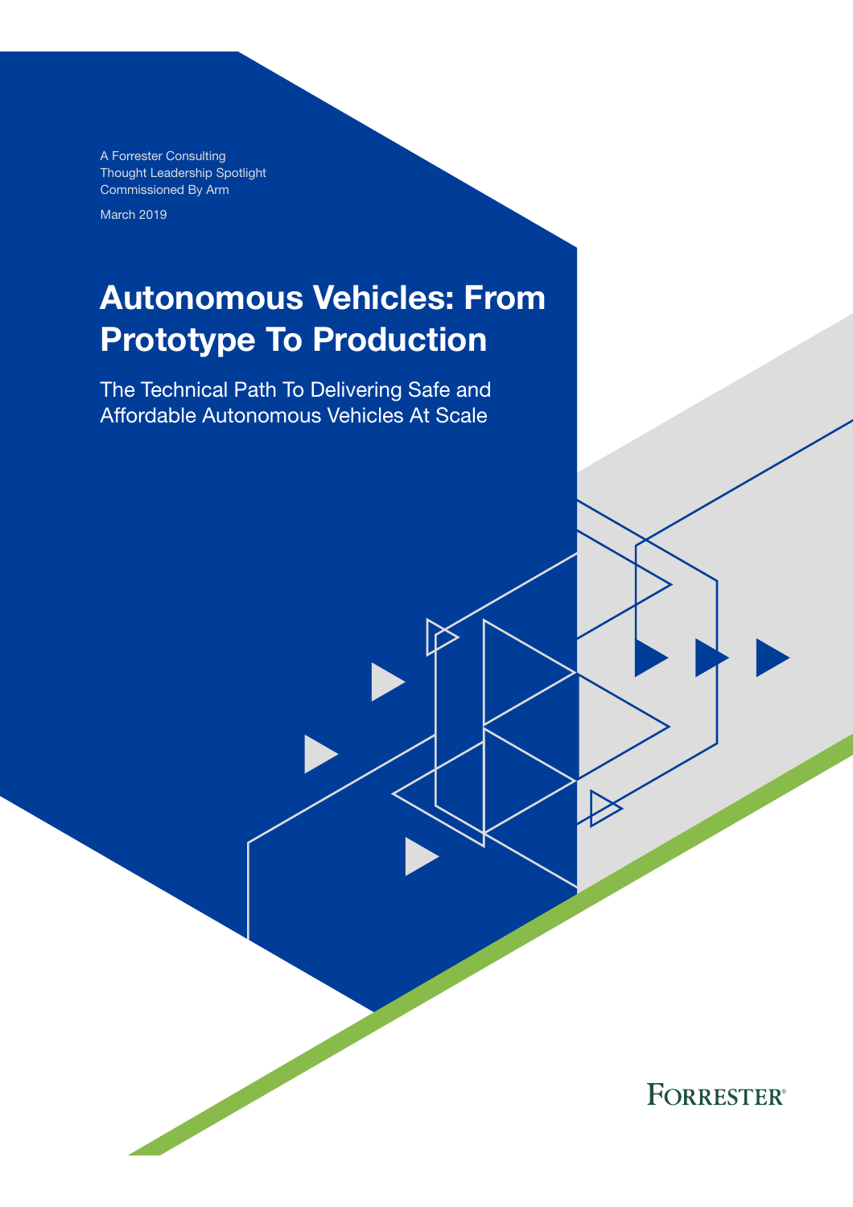A Forrester Consulting
Thought Leadership Spotlight
Commissioned By Arm

March 2019

# Autonomous Vehicles: From Prototype To Production

## The Technical Path To Delivering Safe and Affordable Autonomous Vehicles At Scale

FORRESTER®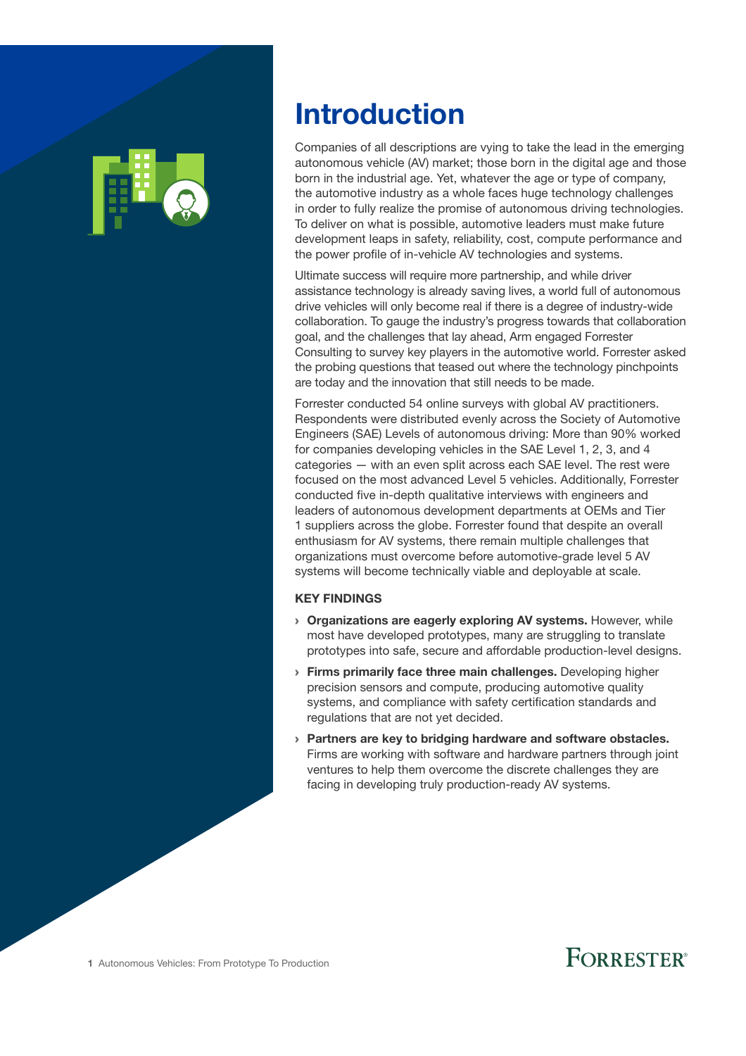# Introduction

Companies of all descriptions are vying to take the lead in the emerging autonomous vehicle (AV) market; those born in the digital age and those born in the industrial age. Yet, whatever the age or type of company, the automotive industry as a whole faces huge technology challenges in order to fully realize the promise of autonomous driving technologies. To deliver on what is possible, automotive leaders must make future development leaps in safety, reliability, cost, compute performance and the power profile of in-vehicle AV technologies and systems.

Ultimate success will require more partnership, and while driver assistance technology is already saving lives, a world full of autonomous drive vehicles will only become real if there is a degree of industry-wide collaboration. To gauge the industry's progress towards that collaboration goal, and the challenges that lay ahead, Arm engaged Forrester Consulting to survey key players in the automotive world. Forrester asked the probing questions that teased out where the technology pinchpoints are today and the innovation that still needs to be made.

Forrester conducted 54 online surveys with global AV practitioners. Respondents were distributed evenly across the Society of Automotive Engineers (SAE) Levels of autonomous driving: More than 90% worked for companies developing vehicles in the SAE Level 1, 2, 3, and 4 categories — with an even split across each SAE level. The rest were focused on the most advanced Level 5 vehicles. Additionally, Forrester conducted five in-depth qualitative interviews with engineers and leaders of autonomous development departments at OEMs and Tier 1 suppliers across the globe. Forrester found that despite an overall enthusiasm for AV systems, there remain multiple challenges that organizations must overcome before automotive-grade level 5 AV systems will become technically viable and deployable at scale.

## KEY FINDINGS

- **Organizations are eagerly exploring AV systems.** However, while most have developed prototypes, many are struggling to translate prototypes into safe, secure and affordable production-level designs.
- **Firms primarily face three main challenges.** Developing higher precision sensors and compute, producing automotive quality systems, and compliance with safety certification standards and regulations that are not yet decided.
- **Partners are key to bridging hardware and software obstacles.** Firms are working with software and hardware partners through joint ventures to help them overcome the discrete challenges they are facing in developing truly production-ready AV systems.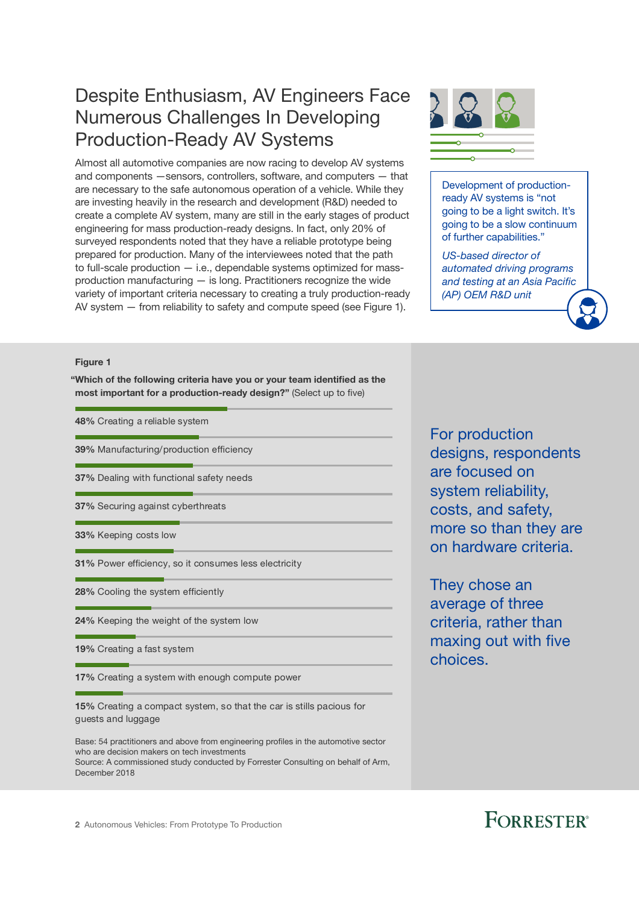# Despite Enthusiasm, AV Engineers Face Numerous Challenges In Developing Production-Ready AV Systems

Almost all automotive companies are now racing to develop AV systems and components —sensors, controllers, software, and computers — that are necessary to the safe autonomous operation of a vehicle. While they are investing heavily in the research and development (R&D) needed to create a complete AV system, many are still in the early stages of product engineering for mass production-ready designs. In fact, only 20% of surveyed respondents noted that they have a reliable prototype being prepared for production. Many of the interviewees noted that the path to full-scale production — i.e., dependable systems optimized for mass-production manufacturing — is long. Practitioners recognize the wide variety of important criteria necessary to creating a truly production-ready AV system — from reliability to safety and compute speed (see Figure 1).

> Development of production-ready AV systems is "not going to be a light switch. It's going to be a slow continuum of further capabilities."
>
> *US-based director of automated driving programs and testing at an Asia Pacific (AP) OEM R&D unit*

**Figure 1**

**"Which of the following criteria have you or your team identified as the most important for a production-ready design?"** (Select up to five)

- **48%** Creating a reliable system
- **39%** Manufacturing/production efficiency
- **37%** Dealing with functional safety needs
- **37%** Securing against cyberthreats
- **33%** Keeping costs low
- **31%** Power efficiency, so it consumes less electricity
- **28%** Cooling the system efficiently
- **24%** Keeping the weight of the system low
- **19%** Creating a fast system
- **17%** Creating a system with enough compute power
- **15%** Creating a compact system, so that the car is stills pacious for guests and luggage

Base: 54 practitioners and above from engineering profiles in the automotive sector who are decision makers on tech investments

Source: A commissioned study conducted by Forrester Consulting on behalf of Arm, December 2018

For production designs, respondents are focused on system reliability, costs, and safety, more so than they are on hardware criteria.

They chose an average of three criteria, rather than maxing out with five choices.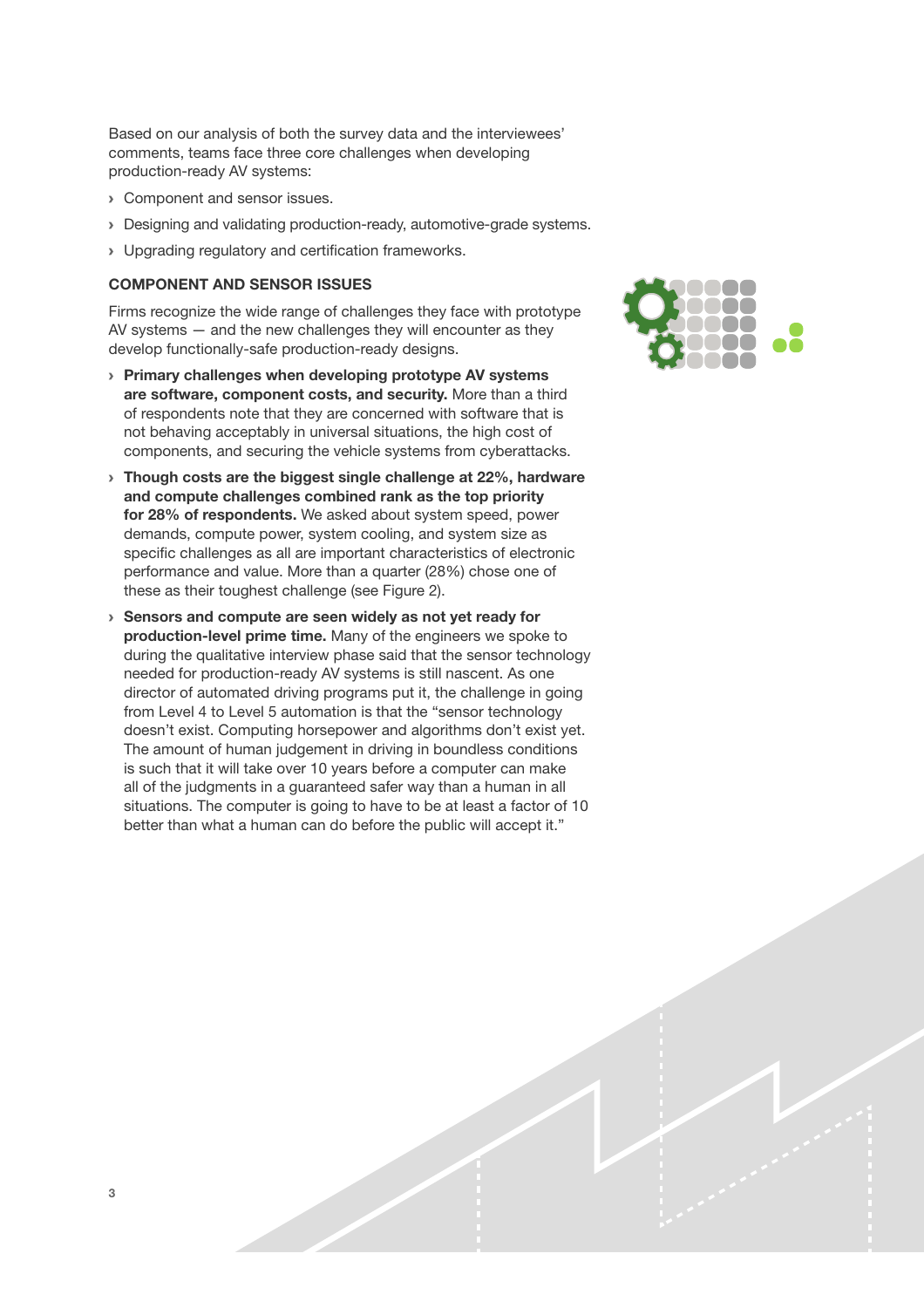Based on our analysis of both the survey data and the interviewees' comments, teams face three core challenges when developing production-ready AV systems:

- Component and sensor issues.
- Designing and validating production-ready, automotive-grade systems.
- Upgrading regulatory and certification frameworks.

### COMPONENT AND SENSOR ISSUES

Firms recognize the wide range of challenges they face with prototype AV systems — and the new challenges they will encounter as they develop functionally-safe production-ready designs.

- **Primary challenges when developing prototype AV systems are software, component costs, and security.** More than a third of respondents note that they are concerned with software that is not behaving acceptably in universal situations, the high cost of components, and securing the vehicle systems from cyberattacks.
- **Though costs are the biggest single challenge at 22%, hardware and compute challenges combined rank as the top priority for 28% of respondents.** We asked about system speed, power demands, compute power, system cooling, and system size as specific challenges as all are important characteristics of electronic performance and value. More than a quarter (28%) chose one of these as their toughest challenge (see Figure 2).
- **Sensors and compute are seen widely as not yet ready for production-level prime time.** Many of the engineers we spoke to during the qualitative interview phase said that the sensor technology needed for production-ready AV systems is still nascent. As one director of automated driving programs put it, the challenge in going from Level 4 to Level 5 automation is that the "sensor technology doesn't exist. Computing horsepower and algorithms don't exist yet. The amount of human judgement in driving in boundless conditions is such that it will take over 10 years before a computer can make all of the judgments in a guaranteed safer way than a human in all situations. The computer is going to have to be at least a factor of 10 better than what a human can do before the public will accept it."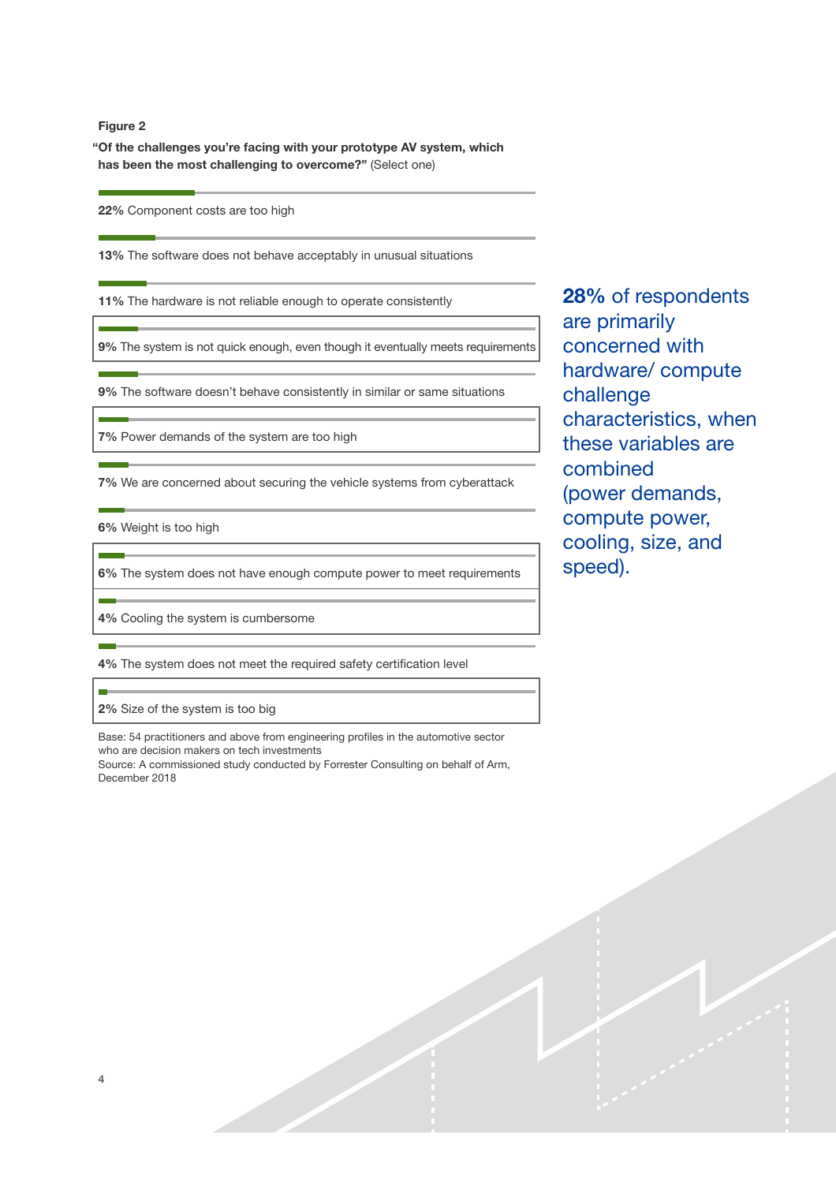**Figure 2**

**"Of the challenges you're facing with your prototype AV system, which has been the most challenging to overcome?"** (Select one)

**22%** Component costs are too high

**13%** The software does not behave acceptably in unusual situations

**11%** The hardware is not reliable enough to operate consistently

**9%** The system is not quick enough, even though it eventually meets requirements

**9%** The software doesn't behave consistently in similar or same situations

**7%** Power demands of the system are too high

**7%** We are concerned about securing the vehicle systems from cyberattack

**6%** Weight is too high

**6%** The system does not have enough compute power to meet requirements

**4%** Cooling the system is cumbersome

**4%** The system does not meet the required safety certification level

**2%** Size of the system is too big

Base: 54 practitioners and above from engineering profiles in the automotive sector who are decision makers on tech investments
Source: A commissioned study conducted by Forrester Consulting on behalf of Arm, December 2018

**28%** of respondents are primarily concerned with hardware/ compute challenge characteristics, when these variables are combined (power demands, compute power, cooling, size, and speed).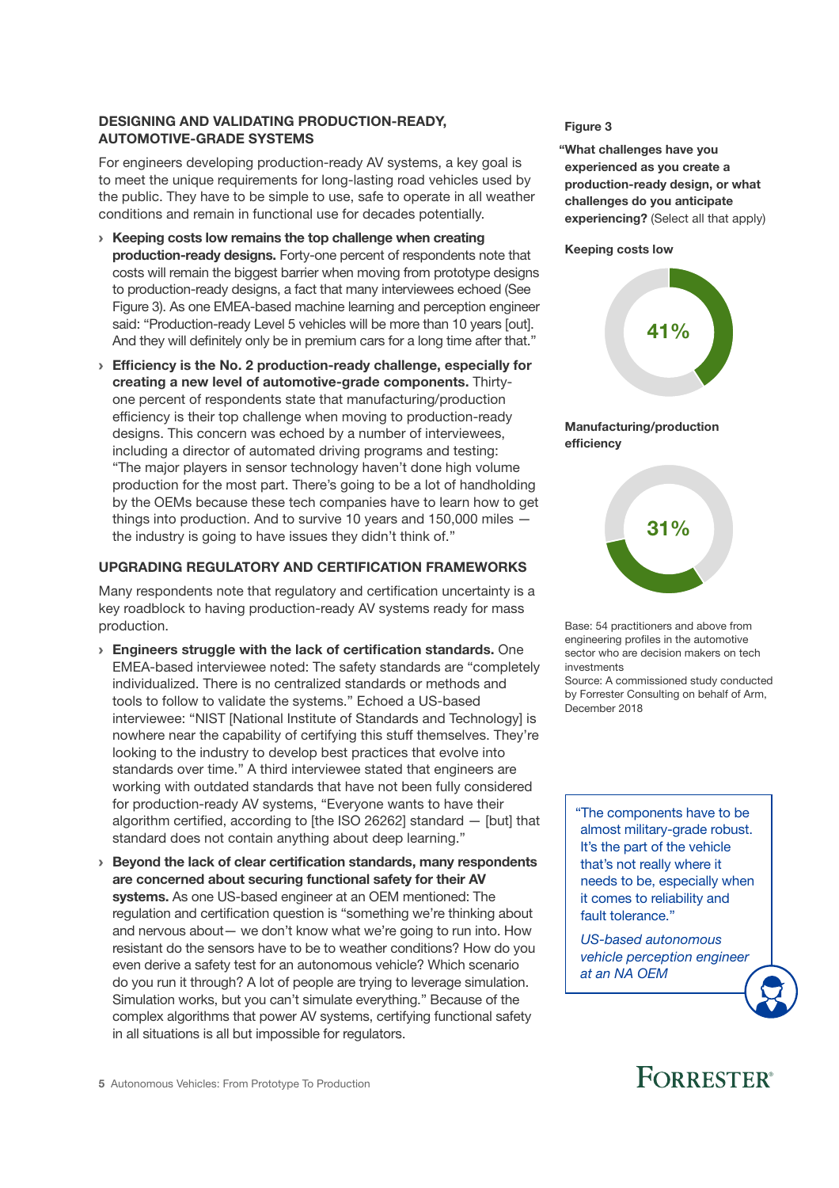## DESIGNING AND VALIDATING PRODUCTION-READY, AUTOMOTIVE-GRADE SYSTEMS

For engineers developing production-ready AV systems, a key goal is to meet the unique requirements for long-lasting road vehicles used by the public. They have to be simple to use, safe to operate in all weather conditions and remain in functional use for decades potentially.

- **Keeping costs low remains the top challenge when creating production-ready designs.** Forty-one percent of respondents note that costs will remain the biggest barrier when moving from prototype designs to production-ready designs, a fact that many interviewees echoed (See Figure 3). As one EMEA-based machine learning and perception engineer said: "Production-ready Level 5 vehicles will be more than 10 years [out]. And they will definitely only be in premium cars for a long time after that."
- **Efficiency is the No. 2 production-ready challenge, especially for creating a new level of automotive-grade components.** Thirty-one percent of respondents state that manufacturing/production efficiency is their top challenge when moving to production-ready designs. This concern was echoed by a number of interviewees, including a director of automated driving programs and testing: "The major players in sensor technology haven't done high volume production for the most part. There's going to be a lot of handholding by the OEMs because these tech companies have to learn how to get things into production. And to survive 10 years and 150,000 miles — the industry is going to have issues they didn't think of."

## UPGRADING REGULATORY AND CERTIFICATION FRAMEWORKS

Many respondents note that regulatory and certification uncertainty is a key roadblock to having production-ready AV systems ready for mass production.

- **Engineers struggle with the lack of certification standards.** One EMEA-based interviewee noted: The safety standards are "completely individualized. There is no centralized standards or methods and tools to follow to validate the systems." Echoed a US-based interviewee: "NIST [National Institute of Standards and Technology] is nowhere near the capability of certifying this stuff themselves. They're looking to the industry to develop best practices that evolve into standards over time." A third interviewee stated that engineers are working with outdated standards that have not been fully considered for production-ready AV systems, "Everyone wants to have their algorithm certified, according to [the ISO 26262] standard — [but] that standard does not contain anything about deep learning."
- **Beyond the lack of clear certification standards, many respondents are concerned about securing functional safety for their AV systems.** As one US-based engineer at an OEM mentioned: The regulation and certification question is "something we're thinking about and nervous about— we don't know what we're going to run into. How resistant do the sensors have to be to weather conditions? How do you even derive a safety test for an autonomous vehicle? Which scenario do you run it through? A lot of people are trying to leverage simulation. Simulation works, but you can't simulate everything." Because of the complex algorithms that power AV systems, certifying functional safety in all situations is all but impossible for regulators.

**Figure 3**

**"What challenges have you experienced as you create a production-ready design, or what challenges do you anticipate experiencing?** (Select all that apply)

**Keeping costs low**

41%

**Manufacturing/production efficiency**

31%

Base: 54 practitioners and above from engineering profiles in the automotive sector who are decision makers on tech investments

Source: A commissioned study conducted by Forrester Consulting on behalf of Arm, December 2018

"The components have to be almost military-grade robust. It's the part of the vehicle that's not really where it needs to be, especially when it comes to reliability and fault tolerance."

*US-based autonomous vehicle perception engineer at an NA OEM*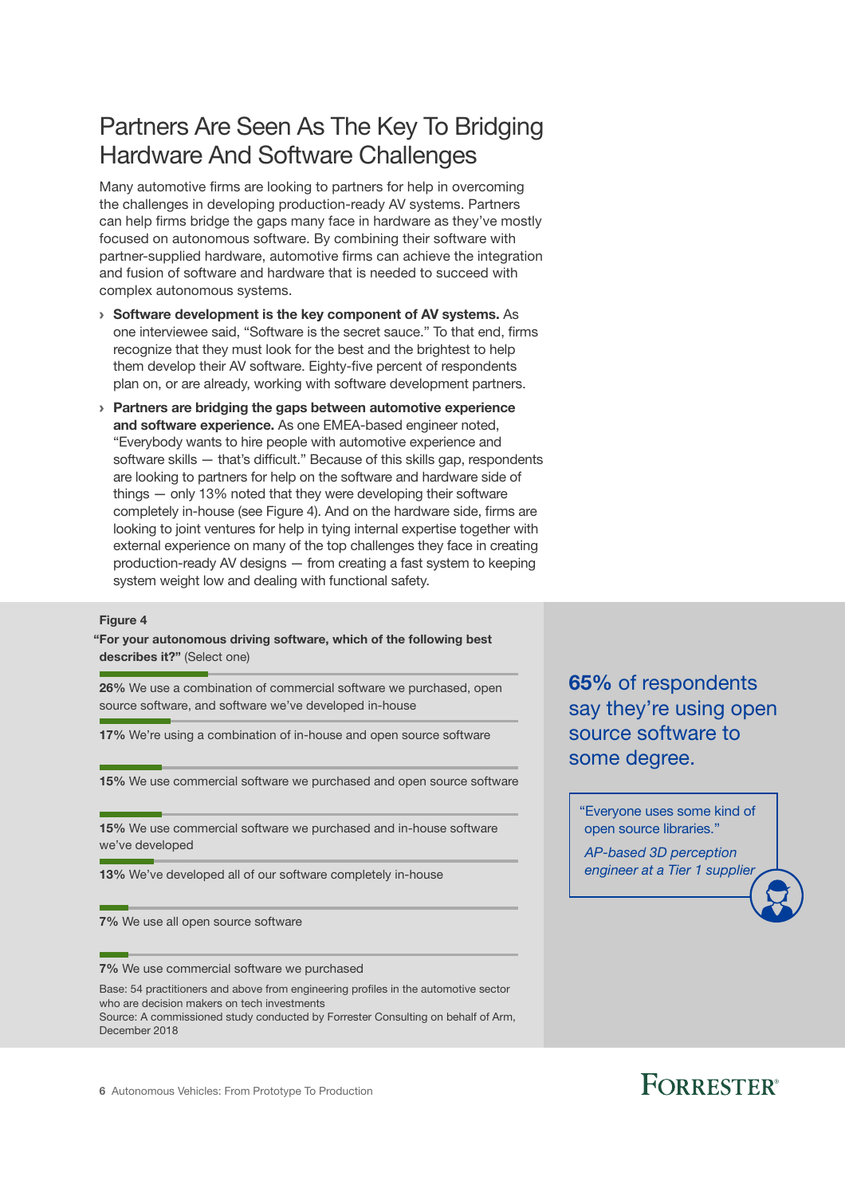# Partners Are Seen As The Key To Bridging Hardware And Software Challenges

Many automotive firms are looking to partners for help in overcoming the challenges in developing production-ready AV systems. Partners can help firms bridge the gaps many face in hardware as they've mostly focused on autonomous software. By combining their software with partner-supplied hardware, automotive firms can achieve the integration and fusion of software and hardware that is needed to succeed with complex autonomous systems.

- **Software development is the key component of AV systems.** As one interviewee said, "Software is the secret sauce." To that end, firms recognize that they must look for the best and the brightest to help them develop their AV software. Eighty-five percent of respondents plan on, or are already, working with software development partners.
- **Partners are bridging the gaps between automotive experience and software experience.** As one EMEA-based engineer noted, "Everybody wants to hire people with automotive experience and software skills — that's difficult." Because of this skills gap, respondents are looking to partners for help on the software and hardware side of things — only 13% noted that they were developing their software completely in-house (see Figure 4). And on the hardware side, firms are looking to joint ventures for help in tying internal expertise together with external experience on many of the top challenges they face in creating production-ready AV designs — from creating a fast system to keeping system weight low and dealing with functional safety.

**Figure 4**

**"For your autonomous driving software, which of the following best describes it?"** (Select one)

**26%** We use a combination of commercial software we purchased, open source software, and software we've developed in-house

**17%** We're using a combination of in-house and open source software

**15%** We use commercial software we purchased and open source software

**15%** We use commercial software we purchased and in-house software we've developed

**13%** We've developed all of our software completely in-house

**7%** We use all open source software

**7%** We use commercial software we purchased

Base: 54 practitioners and above from engineering profiles in the automotive sector who are decision makers on tech investments

Source: A commissioned study conducted by Forrester Consulting on behalf of Arm, December 2018

**65%** of respondents say they're using open source software to some degree.

"Everyone uses some kind of open source libraries."

*AP-based 3D perception engineer at a Tier 1 supplier*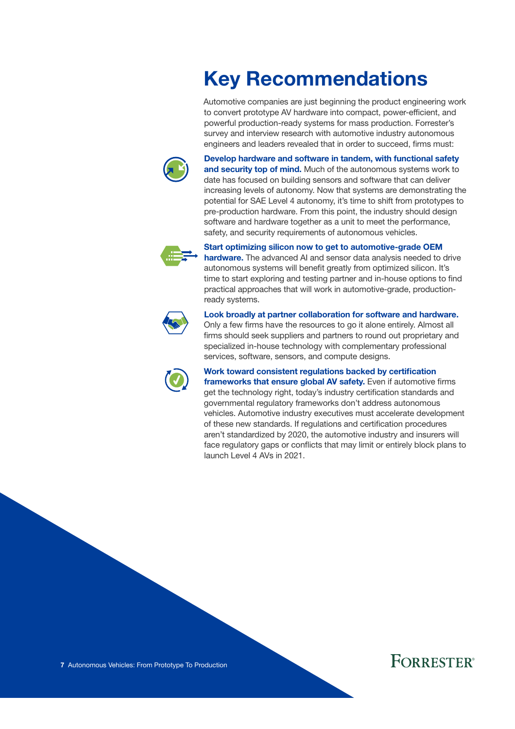# Key Recommendations

Automotive companies are just beginning the product engineering work to convert prototype AV hardware into compact, power-efficient, and powerful production-ready systems for mass production. Forrester's survey and interview research with automotive industry autonomous engineers and leaders revealed that in order to succeed, firms must:

**Develop hardware and software in tandem, with functional safety and security top of mind.** Much of the autonomous systems work to date has focused on building sensors and software that can deliver increasing levels of autonomy. Now that systems are demonstrating the potential for SAE Level 4 autonomy, it's time to shift from prototypes to pre-production hardware. From this point, the industry should design software and hardware together as a unit to meet the performance, safety, and security requirements of autonomous vehicles.

**Start optimizing silicon now to get to automotive-grade OEM hardware.** The advanced AI and sensor data analysis needed to drive autonomous systems will benefit greatly from optimized silicon. It's time to start exploring and testing partner and in-house options to find practical approaches that will work in automotive-grade, production-ready systems.

**Look broadly at partner collaboration for software and hardware.** Only a few firms have the resources to go it alone entirely. Almost all firms should seek suppliers and partners to round out proprietary and specialized in-house technology with complementary professional services, software, sensors, and compute designs.

**Work toward consistent regulations backed by certification frameworks that ensure global AV safety.** Even if automotive firms get the technology right, today's industry certification standards and governmental regulatory frameworks don't address autonomous vehicles. Automotive industry executives must accelerate development of these new standards. If regulations and certification procedures aren't standardized by 2020, the automotive industry and insurers will face regulatory gaps or conflicts that may limit or entirely block plans to launch Level 4 AVs in 2021.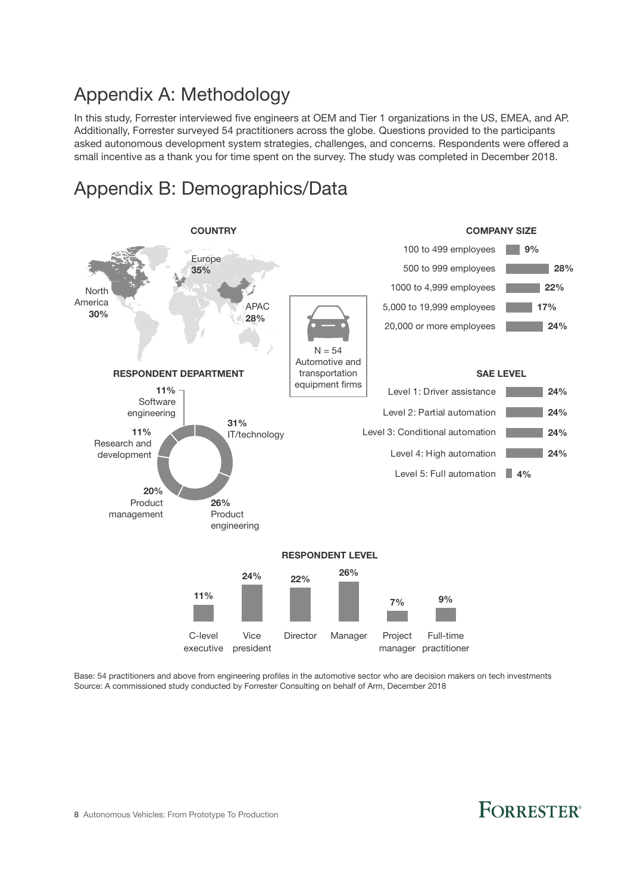# Appendix A: Methodology

In this study, Forrester interviewed five engineers at OEM and Tier 1 organizations in the US, EMEA, and AP. Additionally, Forrester surveyed 54 practitioners across the globe. Questions provided to the participants asked autonomous development system strategies, challenges, and concerns. Respondents were offered a small incentive as a thank you for time spent on the survey. The study was completed in December 2018.

# Appendix B: Demographics/Data

N = 54
Automotive and transportation equipment firms

**COUNTRY**

| Region | % |
| --- | --- |
| Europe | 35% |
| North America | 30% |
| APAC | 28% |

**COMPANY SIZE**

| Company size | % |
| --- | --- |
| 100 to 499 employees | 9% |
| 500 to 999 employees | 28% |
| 1000 to 4,999 employees | 22% |
| 5,000 to 19,999 employees | 17% |
| 20,000 or more employees | 24% |

**RESPONDENT DEPARTMENT**

| Department | % |
| --- | --- |
| IT/technology | 31% |
| Product engineering | 26% |
| Product management | 20% |
| Research and development | 11% |
| Software engineering | 11% |

**SAE LEVEL**

| SAE level | % |
| --- | --- |
| Level 1: Driver assistance | 24% |
| Level 2: Partial automation | 24% |
| Level 3: Conditional automation | 24% |
| Level 4: High automation | 24% |
| Level 5: Full automation | 4% |

**RESPONDENT LEVEL**

| C-level executive | Vice president | Director | Manager | Project manager | Full-time practitioner |
| --- | --- | --- | --- | --- | --- |
| 11% | 24% | 22% | 26% | 7% | 9% |

Base: 54 practitioners and above from engineering profiles in the automotive sector who are decision makers on tech investments
Source: A commissioned study conducted by Forrester Consulting on behalf of Arm, December 2018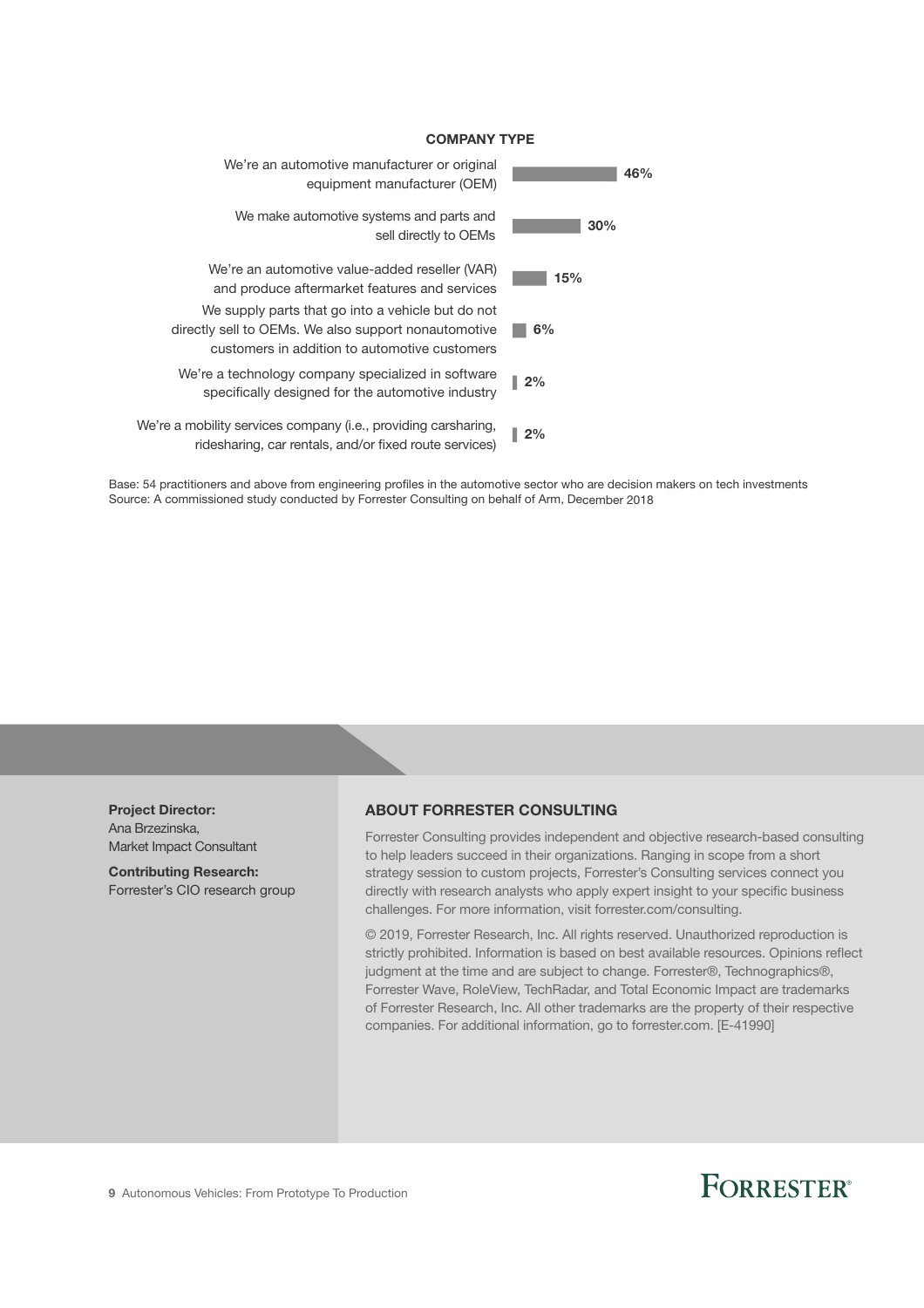**COMPANY TYPE**

We're an automotive manufacturer or original equipment manufacturer (OEM) 46%

We make automotive systems and parts and sell directly to OEMs 30%

We're an automotive value-added reseller (VAR) and produce aftermarket features and services 15%

We supply parts that go into a vehicle but do not directly sell to OEMs. We also support nonautomotive customers in addition to automotive customers 6%

We're a technology company specialized in software specifically designed for the automotive industry 2%

We're a mobility services company (i.e., providing carsharing, ridesharing, car rentals, and/or fixed route services) 2%

Base: 54 practitioners and above from engineering profiles in the automotive sector who are decision makers on tech investments
Source: A commissioned study conducted by Forrester Consulting on behalf of Arm, December 2018

**Project Director:**
Ana Brzezinska,
Market Impact Consultant

**Contributing Research:**
Forrester's CIO research group

## ABOUT FORRESTER CONSULTING

Forrester Consulting provides independent and objective research-based consulting to help leaders succeed in their organizations. Ranging in scope from a short strategy session to custom projects, Forrester's Consulting services connect you directly with research analysts who apply expert insight to your specific business challenges. For more information, visit forrester.com/consulting.

© 2019, Forrester Research, Inc. All rights reserved. Unauthorized reproduction is strictly prohibited. Information is based on best available resources. Opinions reflect judgment at the time and are subject to change. Forrester®, Technographics®, Forrester Wave, RoleView, TechRadar, and Total Economic Impact are trademarks of Forrester Research, Inc. All other trademarks are the property of their respective companies. For additional information, go to forrester.com. [E-41990]